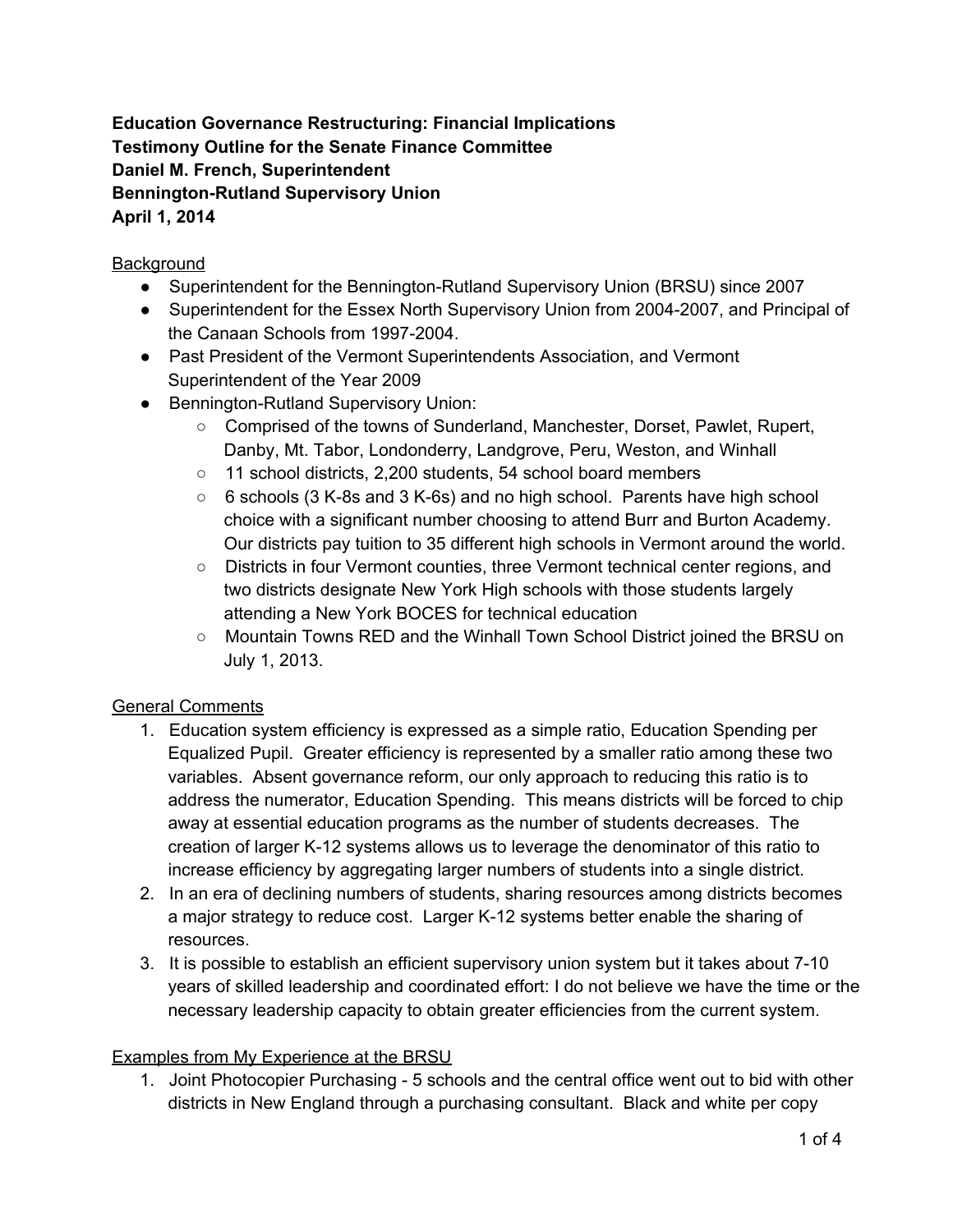**Education Governance Restructuring: Financial Implications**
**Testimony Outline for the Senate Finance Committee**
**Daniel M. French, Superintendent**
**Bennington-Rutland Supervisory Union**
**April 1, 2014**

<u>Background</u>

- Superintendent for the Bennington-Rutland Supervisory Union (BRSU) since 2007
- Superintendent for the Essex North Supervisory Union from 2004-2007, and Principal of the Canaan Schools from 1997-2004.
- Past President of the Vermont Superintendents Association, and Vermont Superintendent of the Year 2009
- Bennington-Rutland Supervisory Union:
  - Comprised of the towns of Sunderland, Manchester, Dorset, Pawlet, Rupert, Danby, Mt. Tabor, Londonderry, Landgrove, Peru, Weston, and Winhall
  - 11 school districts, 2,200 students, 54 school board members
  - 6 schools (3 K-8s and 3 K-6s) and no high school. Parents have high school choice with a significant number choosing to attend Burr and Burton Academy. Our districts pay tuition to 35 different high schools in Vermont around the world.
  - Districts in four Vermont counties, three Vermont technical center regions, and two districts designate New York High schools with those students largely attending a New York BOCES for technical education
  - Mountain Towns RED and the Winhall Town School District joined the BRSU on July 1, 2013.

<u>General Comments</u>

1. Education system efficiency is expressed as a simple ratio, Education Spending per Equalized Pupil. Greater efficiency is represented by a smaller ratio among these two variables. Absent governance reform, our only approach to reducing this ratio is to address the numerator, Education Spending. This means districts will be forced to chip away at essential education programs as the number of students decreases. The creation of larger K-12 systems allows us to leverage the denominator of this ratio to increase efficiency by aggregating larger numbers of students into a single district.
2. In an era of declining numbers of students, sharing resources among districts becomes a major strategy to reduce cost. Larger K-12 systems better enable the sharing of resources.
3. It is possible to establish an efficient supervisory union system but it takes about 7-10 years of skilled leadership and coordinated effort: I do not believe we have the time or the necessary leadership capacity to obtain greater efficiencies from the current system.

<u>Examples from My Experience at the BRSU</u>

1. Joint Photocopier Purchasing - 5 schools and the central office went out to bid with other districts in New England through a purchasing consultant. Black and white per copy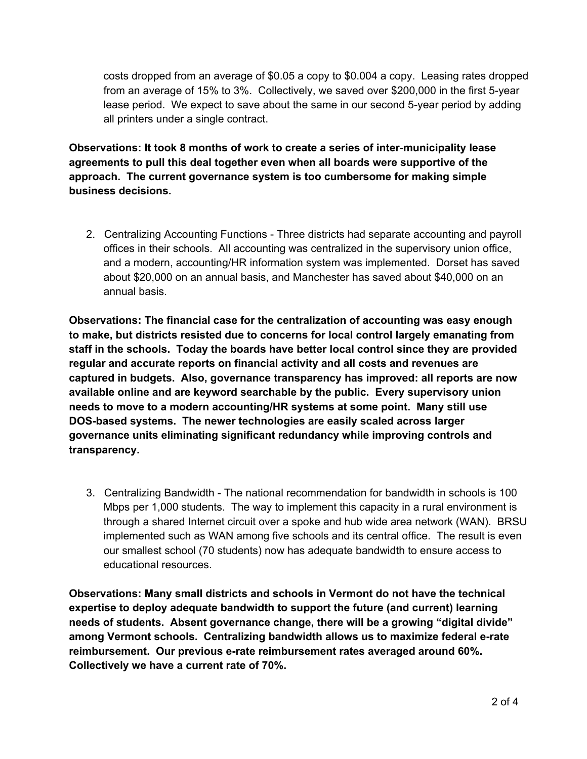costs dropped from an average of $0.05 a copy to $0.004 a copy. Leasing rates dropped from an average of 15% to 3%. Collectively, we saved over $200,000 in the first 5-year lease period. We expect to save about the same in our second 5-year period by adding all printers under a single contract.

**Observations: It took 8 months of work to create a series of inter-municipality lease agreements to pull this deal together even when all boards were supportive of the approach. The current governance system is too cumbersome for making simple business decisions.**

2. Centralizing Accounting Functions - Three districts had separate accounting and payroll offices in their schools. All accounting was centralized in the supervisory union office, and a modern, accounting/HR information system was implemented. Dorset has saved about $20,000 on an annual basis, and Manchester has saved about $40,000 on an annual basis.

**Observations: The financial case for the centralization of accounting was easy enough to make, but districts resisted due to concerns for local control largely emanating from staff in the schools. Today the boards have better local control since they are provided regular and accurate reports on financial activity and all costs and revenues are captured in budgets. Also, governance transparency has improved: all reports are now available online and are keyword searchable by the public. Every supervisory union needs to move to a modern accounting/HR systems at some point. Many still use DOS-based systems. The newer technologies are easily scaled across larger governance units eliminating significant redundancy while improving controls and transparency.**

3. Centralizing Bandwidth - The national recommendation for bandwidth in schools is 100 Mbps per 1,000 students. The way to implement this capacity in a rural environment is through a shared Internet circuit over a spoke and hub wide area network (WAN). BRSU implemented such as WAN among five schools and its central office. The result is even our smallest school (70 students) now has adequate bandwidth to ensure access to educational resources.

**Observations: Many small districts and schools in Vermont do not have the technical expertise to deploy adequate bandwidth to support the future (and current) learning needs of students. Absent governance change, there will be a growing "digital divide" among Vermont schools. Centralizing bandwidth allows us to maximize federal e-rate reimbursement. Our previous e-rate reimbursement rates averaged around 60%. Collectively we have a current rate of 70%.**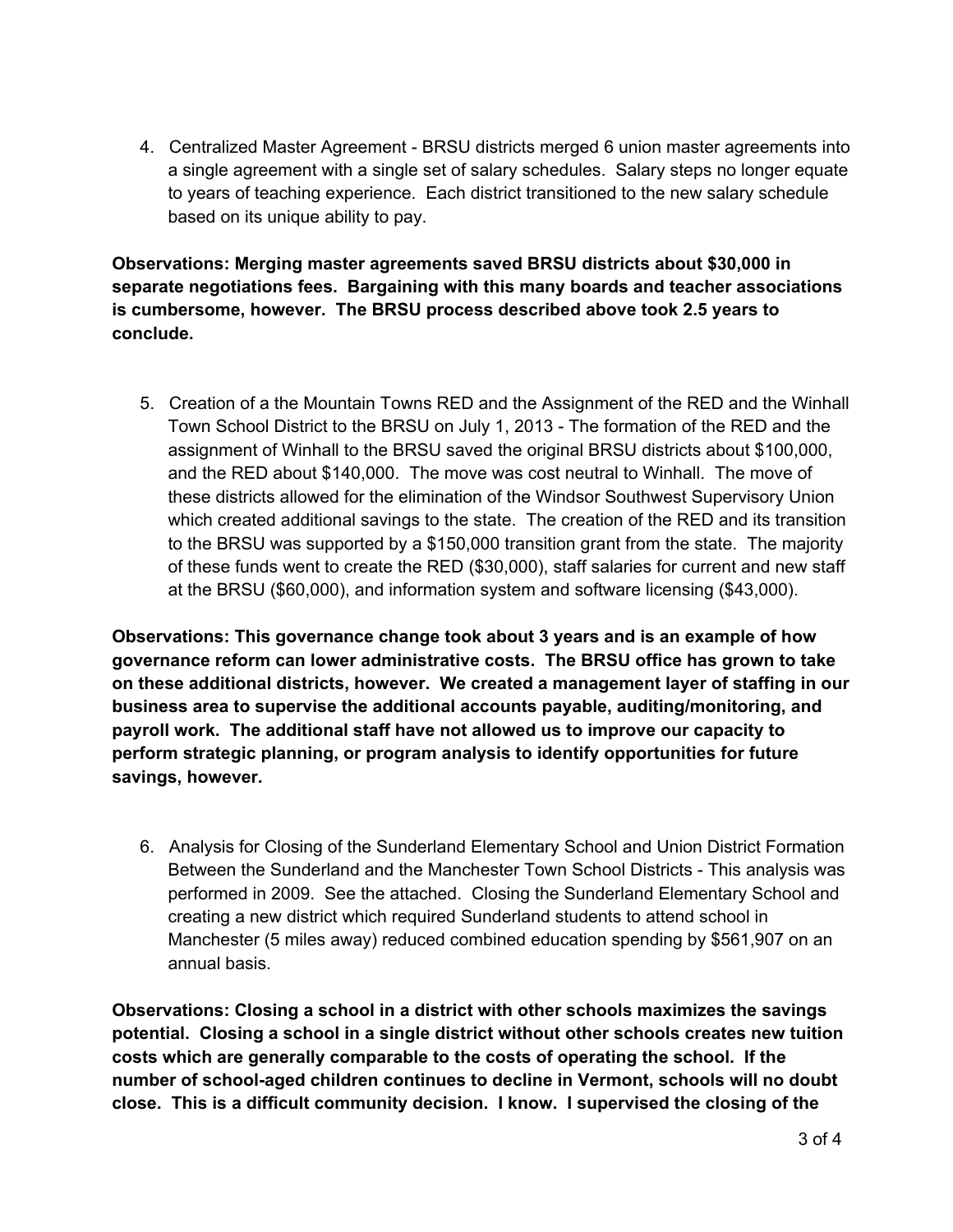4. Centralized Master Agreement - BRSU districts merged 6 union master agreements into a single agreement with a single set of salary schedules. Salary steps no longer equate to years of teaching experience. Each district transitioned to the new salary schedule based on its unique ability to pay.

**Observations: Merging master agreements saved BRSU districts about $30,000 in separate negotiations fees. Bargaining with this many boards and teacher associations is cumbersome, however. The BRSU process described above took 2.5 years to conclude.**

5. Creation of a the Mountain Towns RED and the Assignment of the RED and the Winhall Town School District to the BRSU on July 1, 2013 - The formation of the RED and the assignment of Winhall to the BRSU saved the original BRSU districts about $100,000, and the RED about $140,000. The move was cost neutral to Winhall. The move of these districts allowed for the elimination of the Windsor Southwest Supervisory Union which created additional savings to the state. The creation of the RED and its transition to the BRSU was supported by a $150,000 transition grant from the state. The majority of these funds went to create the RED ($30,000), staff salaries for current and new staff at the BRSU ($60,000), and information system and software licensing ($43,000).

**Observations: This governance change took about 3 years and is an example of how governance reform can lower administrative costs. The BRSU office has grown to take on these additional districts, however. We created a management layer of staffing in our business area to supervise the additional accounts payable, auditing/monitoring, and payroll work. The additional staff have not allowed us to improve our capacity to perform strategic planning, or program analysis to identify opportunities for future savings, however.**

6. Analysis for Closing of the Sunderland Elementary School and Union District Formation Between the Sunderland and the Manchester Town School Districts - This analysis was performed in 2009. See the attached. Closing the Sunderland Elementary School and creating a new district which required Sunderland students to attend school in Manchester (5 miles away) reduced combined education spending by $561,907 on an annual basis.

**Observations: Closing a school in a district with other schools maximizes the savings potential. Closing a school in a single district without other schools creates new tuition costs which are generally comparable to the costs of operating the school. If the number of school-aged children continues to decline in Vermont, schools will no doubt close. This is a difficult community decision. I know. I supervised the closing of the**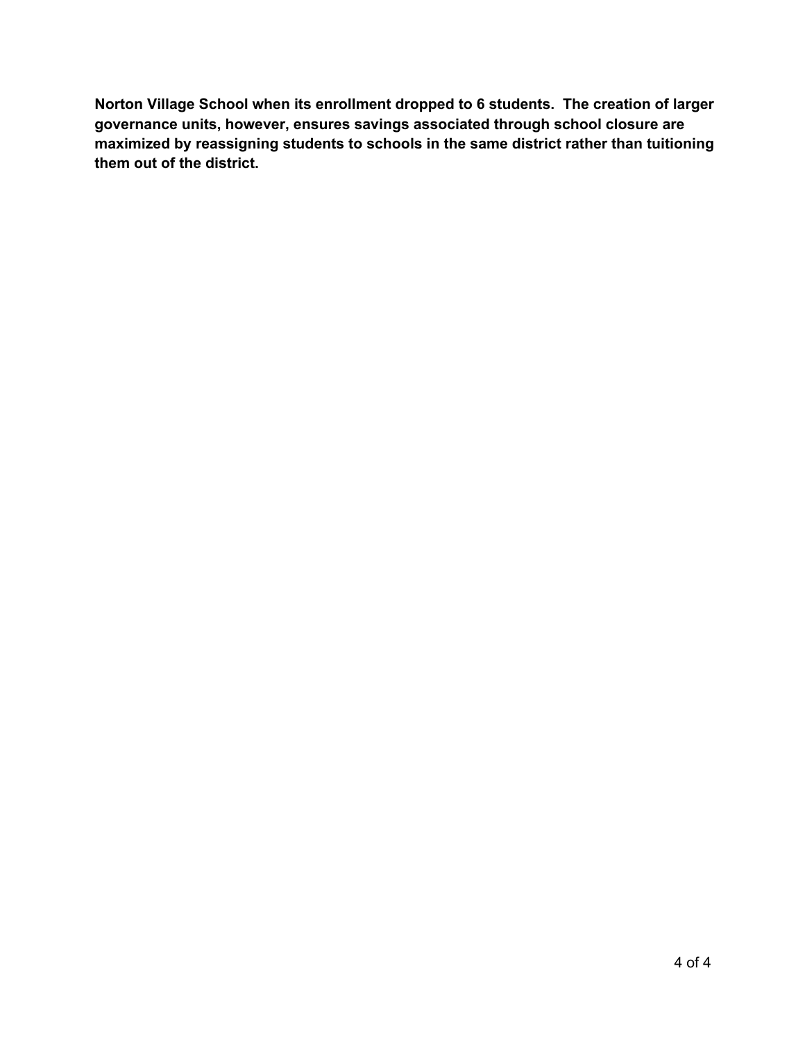**Norton Village School when its enrollment dropped to 6 students. The creation of larger governance units, however, ensures savings associated through school closure are maximized by reassigning students to schools in the same district rather than tuitioning them out of the district.**